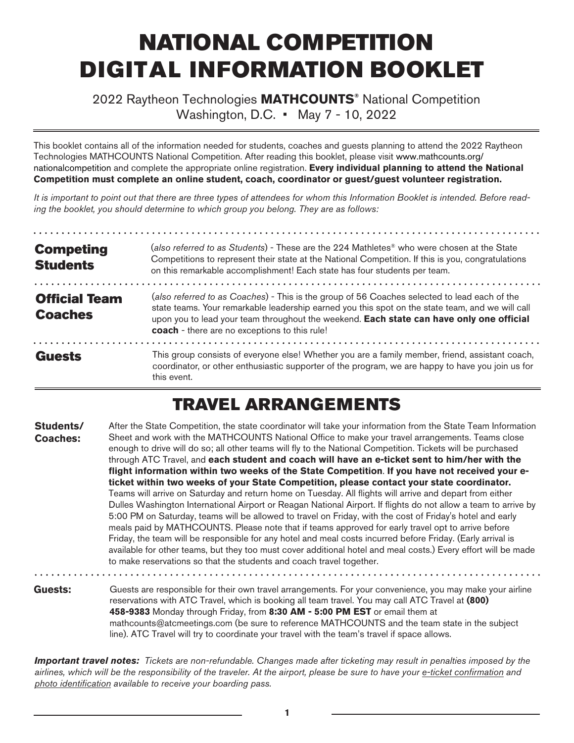# NATIONAL COMPETITION DIGITAL INFORMATION BOOKLET

2022 Raytheon Technologies **MATHCOUNTS®** National Competition
Washington, D.C. ▪ May 7 - 10, 2022

This booklet contains all of the information needed for students, coaches and guests planning to attend the 2022 Raytheon Technologies MATHCOUNTS National Competition. After reading this booklet, please visit www.mathcounts.org/nationalcompetition and complete the appropriate online registration. **Every individual planning to attend the National Competition must complete an online student, coach, coordinator or guest/guest volunteer registration.**

*It is important to point out that there are three types of attendees for whom this Information Booklet is intended. Before reading the booklet, you should determine to which group you belong. They are as follows:*

**Competing Students**

(*also referred to as Students*) - These are the 224 Mathletes® who were chosen at the State Competitions to represent their state at the National Competition. If this is you, congratulations on this remarkable accomplishment! Each state has four students per team.

**Official Team Coaches**

(*also referred to as Coaches*) - This is the group of 56 Coaches selected to lead each of the state teams. Your remarkable leadership earned you this spot on the state team, and we will call upon you to lead your team throughout the weekend. **Each state can have only one official coach** - there are no exceptions to this rule!

**Guests**

This group consists of everyone else! Whether you are a family member, friend, assistant coach, coordinator, or other enthusiastic supporter of the program, we are happy to have you join us for this event.

## TRAVEL ARRANGEMENTS

**Students/ Coaches:**

After the State Competition, the state coordinator will take your information from the State Team Information Sheet and work with the MATHCOUNTS National Office to make your travel arrangements. Teams close enough to drive will do so; all other teams will fly to the National Competition. Tickets will be purchased through ATC Travel, and **each student and coach will have an e-ticket sent to him/her with the flight information within two weeks of the State Competition**. **If you have not received your e-ticket within two weeks of your State Competition, please contact your state coordinator.** Teams will arrive on Saturday and return home on Tuesday. All flights will arrive and depart from either Dulles Washington International Airport or Reagan National Airport. If flights do not allow a team to arrive by 5:00 PM on Saturday, teams will be allowed to travel on Friday, with the cost of Friday's hotel and early meals paid by MATHCOUNTS. Please note that if teams approved for early travel opt to arrive before Friday, the team will be responsible for any hotel and meal costs incurred before Friday. (Early arrival is available for other teams, but they too must cover additional hotel and meal costs.) Every effort will be made to make reservations so that the students and coach travel together.

**Guests:**

Guests are responsible for their own travel arrangements. For your convenience, you may make your airline reservations with ATC Travel, which is booking all team travel. You may call ATC Travel at **(800) 458-9383** Monday through Friday, from **8:30 AM - 5:00 PM EST** or email them at mathcounts@atcmeetings.com (be sure to reference MATHCOUNTS and the team state in the subject line). ATC Travel will try to coordinate your travel with the team's travel if space allows.

***Important travel notes:*** *Tickets are non-refundable. Changes made after ticketing may result in penalties imposed by the airlines, which will be the responsibility of the traveler. At the airport, please be sure to have your e-ticket confirmation and photo identification available to receive your boarding pass.*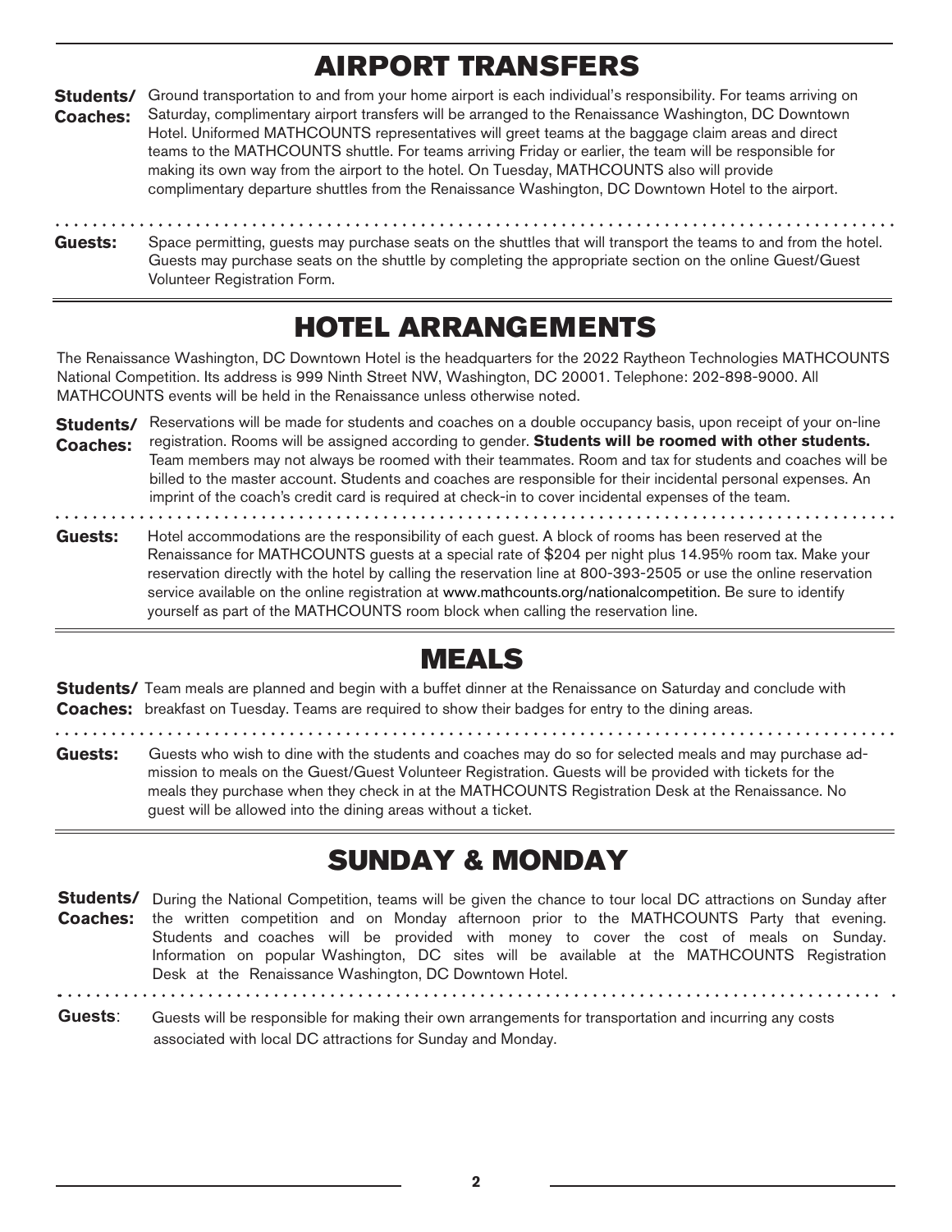# AIRPORT TRANSFERS

**Students/ Coaches:** Ground transportation to and from your home airport is each individual's responsibility. For teams arriving on Saturday, complimentary airport transfers will be arranged to the Renaissance Washington, DC Downtown Hotel. Uniformed MATHCOUNTS representatives will greet teams at the baggage claim areas and direct teams to the MATHCOUNTS shuttle. For teams arriving Friday or earlier, the team will be responsible for making its own way from the airport to the hotel. On Tuesday, MATHCOUNTS also will provide complimentary departure shuttles from the Renaissance Washington, DC Downtown Hotel to the airport.

**Guests:** Space permitting, guests may purchase seats on the shuttles that will transport the teams to and from the hotel. Guests may purchase seats on the shuttle by completing the appropriate section on the online Guest/Guest Volunteer Registration Form.

# HOTEL ARRANGEMENTS

The Renaissance Washington, DC Downtown Hotel is the headquarters for the 2022 Raytheon Technologies MATHCOUNTS National Competition. Its address is 999 Ninth Street NW, Washington, DC 20001. Telephone: 202-898-9000. All MATHCOUNTS events will be held in the Renaissance unless otherwise noted.

**Students/ Coaches:** Reservations will be made for students and coaches on a double occupancy basis, upon receipt of your on-line registration. Rooms will be assigned according to gender. **Students will be roomed with other students.** Team members may not always be roomed with their teammates. Room and tax for students and coaches will be billed to the master account. Students and coaches are responsible for their incidental personal expenses. An imprint of the coach's credit card is required at check-in to cover incidental expenses of the team.

**Guests:** Hotel accommodations are the responsibility of each guest. A block of rooms has been reserved at the Renaissance for MATHCOUNTS guests at a special rate of $204 per night plus 14.95% room tax. Make your reservation directly with the hotel by calling the reservation line at 800-393-2505 or use the online reservation service available on the online registration at www.mathcounts.org/nationalcompetition. Be sure to identify yourself as part of the MATHCOUNTS room block when calling the reservation line.

# MEALS

**Students/ Coaches:** Team meals are planned and begin with a buffet dinner at the Renaissance on Saturday and conclude with breakfast on Tuesday. Teams are required to show their badges for entry to the dining areas.

**Guests:** Guests who wish to dine with the students and coaches may do so for selected meals and may purchase admission to meals on the Guest/Guest Volunteer Registration. Guests will be provided with tickets for the meals they purchase when they check in at the MATHCOUNTS Registration Desk at the Renaissance. No guest will be allowed into the dining areas without a ticket.

# SUNDAY & MONDAY

**Students/ Coaches:** During the National Competition, teams will be given the chance to tour local DC attractions on Sunday after the written competition and on Monday afternoon prior to the MATHCOUNTS Party that evening. Students and coaches will be provided with money to cover the cost of meals on Sunday. Information on popular Washington, DC sites will be available at the MATHCOUNTS Registration Desk at the Renaissance Washington, DC Downtown Hotel.

**Guests**: Guests will be responsible for making their own arrangements for transportation and incurring any costs associated with local DC attractions for Sunday and Monday.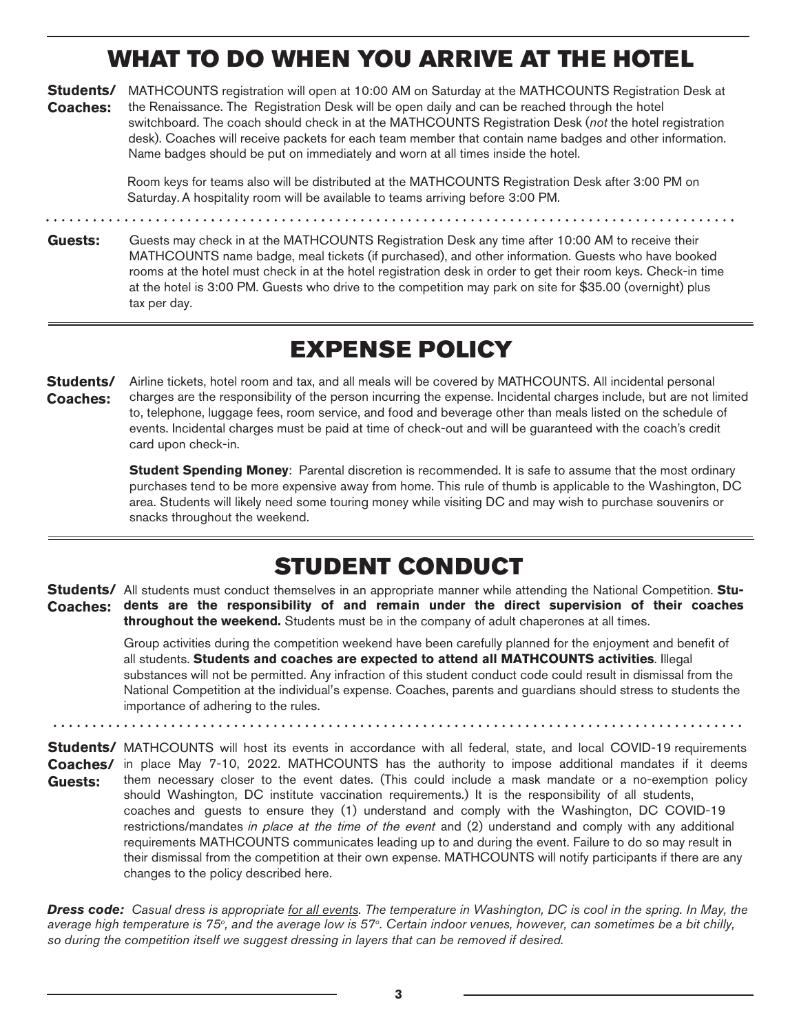# WHAT TO DO WHEN YOU ARRIVE AT THE HOTEL

**Students/ Coaches:** MATHCOUNTS registration will open at 10:00 AM on Saturday at the MATHCOUNTS Registration Desk at the Renaissance. The Registration Desk will be open daily and can be reached through the hotel switchboard. The coach should check in at the MATHCOUNTS Registration Desk (*not* the hotel registration desk). Coaches will receive packets for each team member that contain name badges and other information. Name badges should be put on immediately and worn at all times inside the hotel.

Room keys for teams also will be distributed at the MATHCOUNTS Registration Desk after 3:00 PM on Saturday. A hospitality room will be available to teams arriving before 3:00 PM.

**Guests:** Guests may check in at the MATHCOUNTS Registration Desk any time after 10:00 AM to receive their MATHCOUNTS name badge, meal tickets (if purchased), and other information. Guests who have booked rooms at the hotel must check in at the hotel registration desk in order to get their room keys. Check-in time at the hotel is 3:00 PM. Guests who drive to the competition may park on site for $35.00 (overnight) plus tax per day.

# EXPENSE POLICY

**Students/ Coaches:** Airline tickets, hotel room and tax, and all meals will be covered by MATHCOUNTS. All incidental personal charges are the responsibility of the person incurring the expense. Incidental charges include, but are not limited to, telephone, luggage fees, room service, and food and beverage other than meals listed on the schedule of events. Incidental charges must be paid at time of check-out and will be guaranteed with the coach's credit card upon check-in.

**Student Spending Money**: Parental discretion is recommended. It is safe to assume that the most ordinary purchases tend to be more expensive away from home. This rule of thumb is applicable to the Washington, DC area. Students will likely need some touring money while visiting DC and may wish to purchase souvenirs or snacks throughout the weekend.

# STUDENT CONDUCT

**Students/ Coaches:** All students must conduct themselves in an appropriate manner while attending the National Competition. **Students are the responsibility of and remain under the direct supervision of their coaches throughout the weekend.** Students must be in the company of adult chaperones at all times.

Group activities during the competition weekend have been carefully planned for the enjoyment and benefit of all students. **Students and coaches are expected to attend all MATHCOUNTS activities**. Illegal substances will not be permitted. Any infraction of this student conduct code could result in dismissal from the National Competition at the individual's expense. Coaches, parents and guardians should stress to students the importance of adhering to the rules.

**Students/ Coaches/ Guests:** MATHCOUNTS will host its events in accordance with all federal, state, and local COVID-19 requirements in place May 7-10, 2022. MATHCOUNTS has the authority to impose additional mandates if it deems them necessary closer to the event dates. (This could include a mask mandate or a no-exemption policy should Washington, DC institute vaccination requirements.) It is the responsibility of all students, coaches and guests to ensure they (1) understand and comply with the Washington, DC COVID-19 restrictions/mandates *in place at the time of the event* and (2) understand and comply with any additional requirements MATHCOUNTS communicates leading up to and during the event. Failure to do so may result in their dismissal from the competition at their own expense. MATHCOUNTS will notify participants if there are any changes to the policy described here.

***Dress code:*** *Casual dress is appropriate for all events. The temperature in Washington, DC is cool in the spring. In May, the average high temperature is 75°, and the average low is 57°. Certain indoor venues, however, can sometimes be a bit chilly, so during the competition itself we suggest dressing in layers that can be removed if desired.*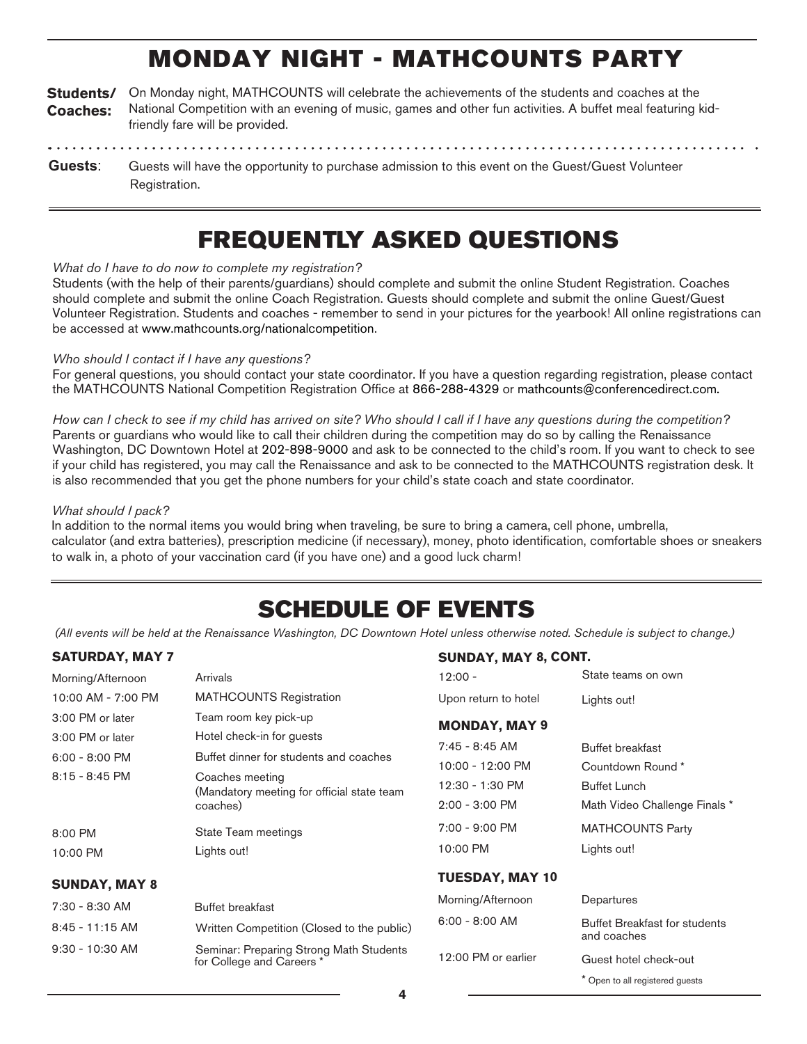# MONDAY NIGHT - MATHCOUNTS PARTY

**Students/ Coaches:** On Monday night, MATHCOUNTS will celebrate the achievements of the students and coaches at the National Competition with an evening of music, games and other fun activities. A buffet meal featuring kid-friendly fare will be provided.

**Guests**: Guests will have the opportunity to purchase admission to this event on the Guest/Guest Volunteer Registration.

# FREQUENTLY ASKED QUESTIONS

*What do I have to do now to complete my registration?*
Students (with the help of their parents/guardians) should complete and submit the online Student Registration. Coaches should complete and submit the online Coach Registration. Guests should complete and submit the online Guest/Guest Volunteer Registration. Students and coaches - remember to send in your pictures for the yearbook! All online registrations can be accessed at www.mathcounts.org/nationalcompetition.

*Who should I contact if I have any questions?*
For general questions, you should contact your state coordinator. If you have a question regarding registration, please contact the MATHCOUNTS National Competition Registration Office at 866-288-4329 or mathcounts@conferencedirect.com.

*How can I check to see if my child has arrived on site? Who should I call if I have any questions during the competition?*
Parents or guardians who would like to call their children during the competition may do so by calling the Renaissance Washington, DC Downtown Hotel at 202-898-9000 and ask to be connected to the child's room. If you want to check to see if your child has registered, you may call the Renaissance and ask to be connected to the MATHCOUNTS registration desk. It is also recommended that you get the phone numbers for your child's state coach and state coordinator.

*What should I pack?*
In addition to the normal items you would bring when traveling, be sure to bring a camera, cell phone, umbrella, calculator (and extra batteries), prescription medicine (if necessary), money, photo identification, comfortable shoes or sneakers to walk in, a photo of your vaccination card (if you have one) and a good luck charm!

# SCHEDULE OF EVENTS

*(All events will be held at the Renaissance Washington, DC Downtown Hotel unless otherwise noted. Schedule is subject to change.)*

### SATURDAY, MAY 7

| | |
|---|---|
| Morning/Afternoon | Arrivals |
| 10:00 AM - 7:00 PM | MATHCOUNTS Registration |
| 3:00 PM or later | Team room key pick-up |
| 3:00 PM or later | Hotel check-in for guests |
| 6:00 - 8:00 PM | Buffet dinner for students and coaches |
| 8:15 - 8:45 PM | Coaches meeting (Mandatory meeting for official state team coaches) |
| 8:00 PM | State Team meetings |
| 10:00 PM | Lights out! |

### SUNDAY, MAY 8

| | |
|---|---|
| 7:30 - 8:30 AM | Buffet breakfast |
| 8:45 - 11:15 AM | Written Competition (Closed to the public) |
| 9:30 - 10:30 AM | Seminar: Preparing Strong Math Students for College and Careers * |

### SUNDAY, MAY 8, CONT.

| | |
|---|---|
| 12:00 - | State teams on own |
| Upon return to hotel | Lights out! |

### MONDAY, MAY 9

| | |
|---|---|
| 7:45 - 8:45 AM | Buffet breakfast |
| 10:00 - 12:00 PM | Countdown Round * |
| 12:30 - 1:30 PM | Buffet Lunch |
| 2:00 - 3:00 PM | Math Video Challenge Finals * |
| 7:00 - 9:00 PM | MATHCOUNTS Party |
| 10:00 PM | Lights out! |

### TUESDAY, MAY 10

| | |
|---|---|
| Morning/Afternoon | Departures |
| 6:00 - 8:00 AM | Buffet Breakfast for students and coaches |
| 12:00 PM or earlier | Guest hotel check-out |

* Open to all registered guests